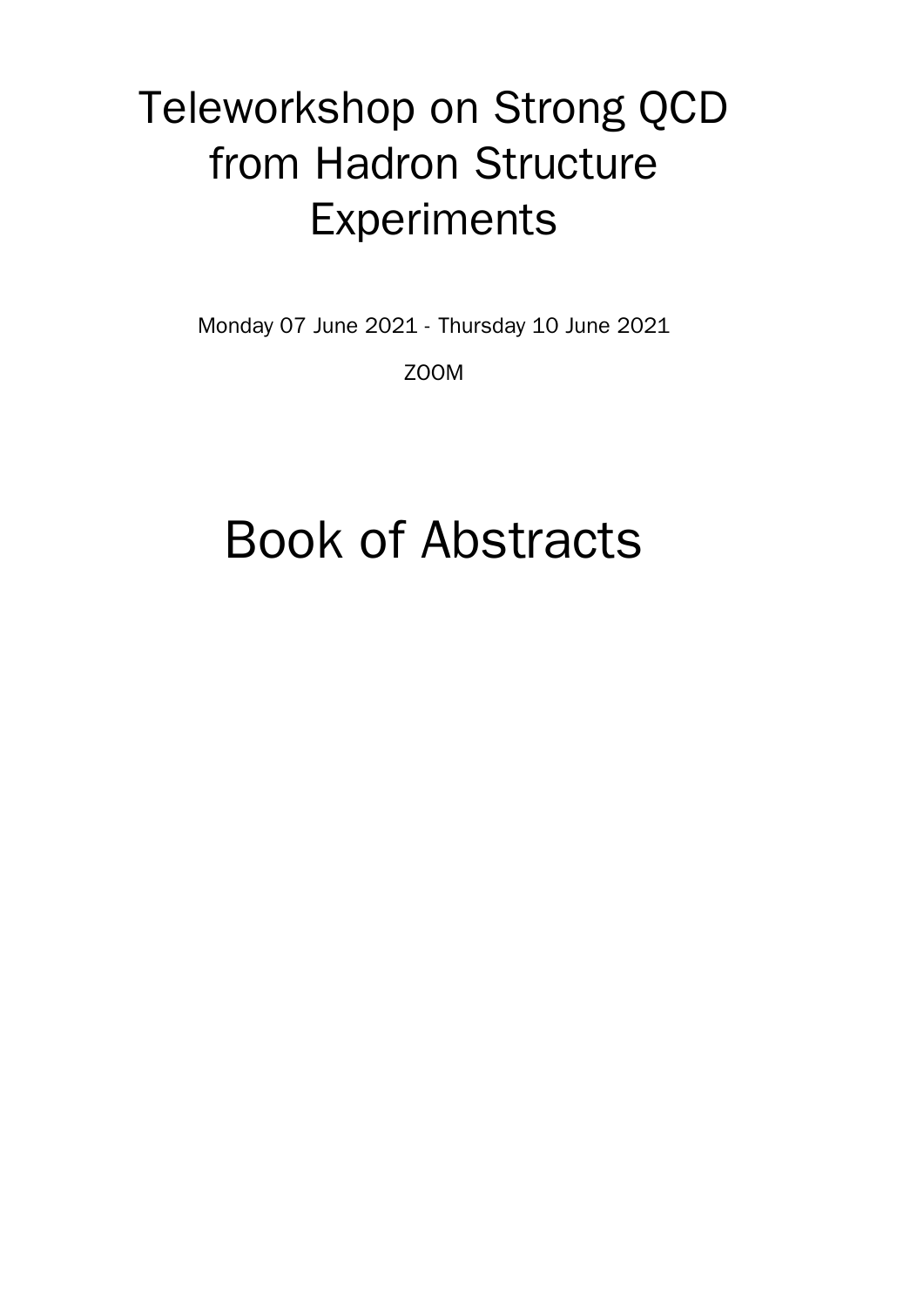# Teleworkshop on Strong QCD from Hadron Structure Experiments

Monday 07 June 2021 - Thursday 10 June 2021

ZOOM

# Book of Abstracts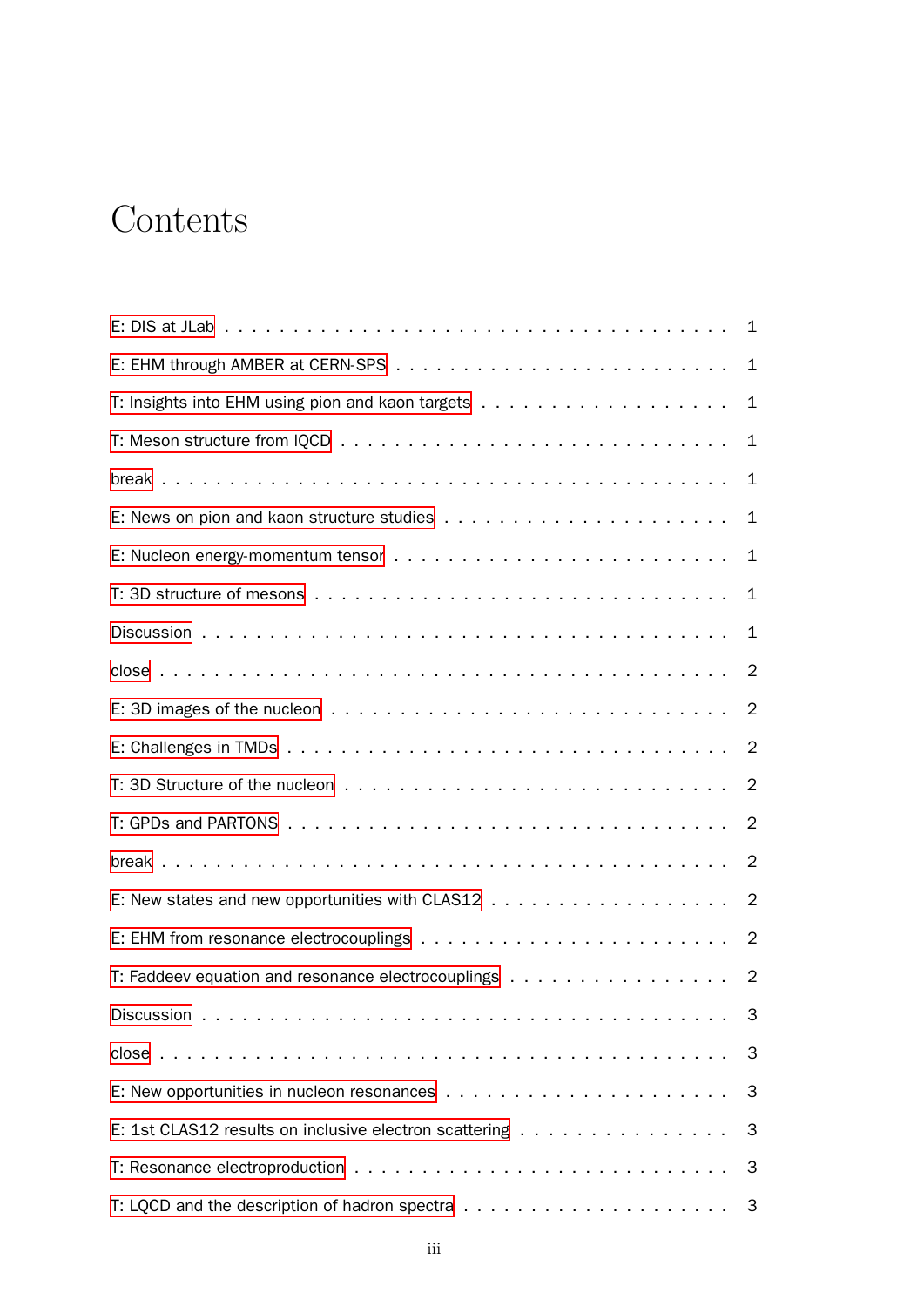# Contents

E: DIS at JLab . . . . . . . . . . . . . . . . . . . . . . . . . . . . . . . . . . 1

E: EHM through AMBER at CERN-SPS . . . . . . . . . . . . . . . . . . . . . . . . 1

T: Insights into EHM using pion and kaon targets . . . . . . . . . . . . . . . . . . 1

T: Meson structure from lQCD . . . . . . . . . . . . . . . . . . . . . . . . . . . 1

break . . . . . . . . . . . . . . . . . . . . . . . . . . . . . . . . . . . . . . . 1

E: News on pion and kaon structure studies . . . . . . . . . . . . . . . . . . . . 1

E: Nucleon energy-momentum tensor . . . . . . . . . . . . . . . . . . . . . . . . 1

T: 3D structure of mesons . . . . . . . . . . . . . . . . . . . . . . . . . . . . . 1

Discussion . . . . . . . . . . . . . . . . . . . . . . . . . . . . . . . . . . . . 1

close . . . . . . . . . . . . . . . . . . . . . . . . . . . . . . . . . . . . . . . 2

E: 3D images of the nucleon . . . . . . . . . . . . . . . . . . . . . . . . . . . . 2

E: Challenges in TMDs . . . . . . . . . . . . . . . . . . . . . . . . . . . . . . 2

T: 3D Structure of the nucleon . . . . . . . . . . . . . . . . . . . . . . . . . . 2

T: GPDs and PARTONS . . . . . . . . . . . . . . . . . . . . . . . . . . . . . . 2

break . . . . . . . . . . . . . . . . . . . . . . . . . . . . . . . . . . . . . . . 2

E: New states and new opportunities with CLAS12 . . . . . . . . . . . . . . . . . 2

E: EHM from resonance electrocouplings . . . . . . . . . . . . . . . . . . . . . . 2

T: Faddeev equation and resonance electrocouplings . . . . . . . . . . . . . . . . 2

Discussion . . . . . . . . . . . . . . . . . . . . . . . . . . . . . . . . . . . . 3

close . . . . . . . . . . . . . . . . . . . . . . . . . . . . . . . . . . . . . . . 3

E: New opportunities in nucleon resonances . . . . . . . . . . . . . . . . . . . . 3

E: 1st CLAS12 results on inclusive electron scattering . . . . . . . . . . . . . . . 3

T: Resonance electroproduction . . . . . . . . . . . . . . . . . . . . . . . . . . 3

T: LQCD and the description of hadron spectra . . . . . . . . . . . . . . . . . . 3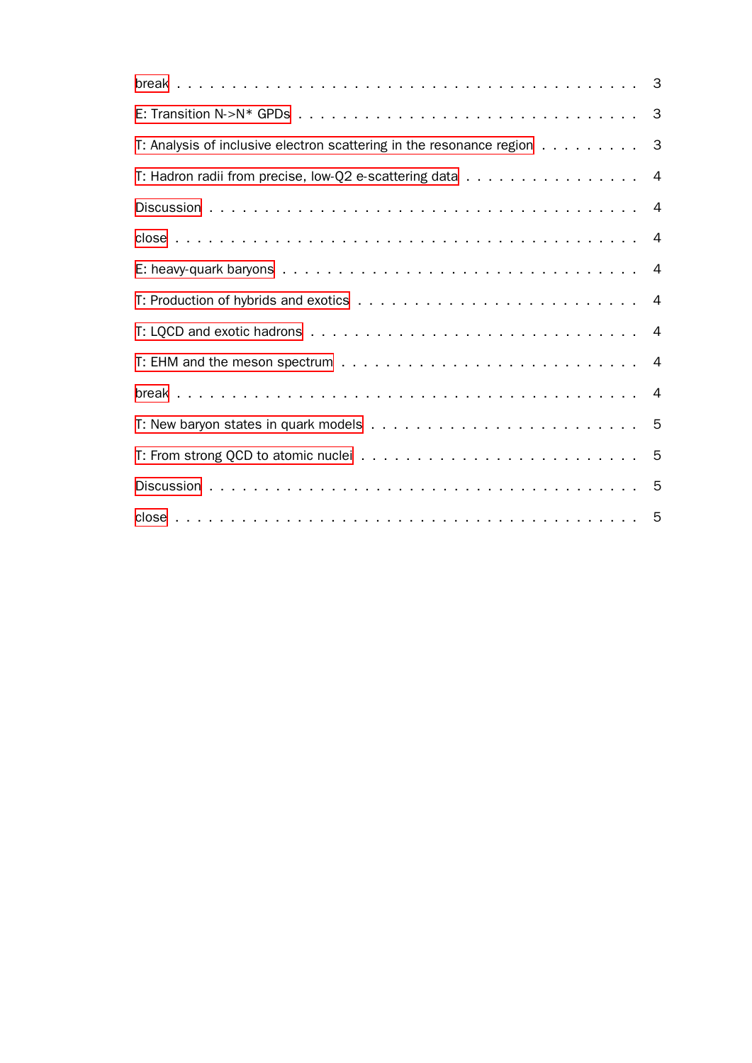break . . . . . . . . . . . . . . . . . . . . . . . . . . . . . . . . . . . . . . . . . 3

E: Transition N->N* GPDs . . . . . . . . . . . . . . . . . . . . . . . . . . . . . . 3

T: Analysis of inclusive electron scattering in the resonance region . . . . . . . . . 3

T: Hadron radii from precise, low-Q2 e-scattering data . . . . . . . . . . . . . . . 4

Discussion . . . . . . . . . . . . . . . . . . . . . . . . . . . . . . . . . . . . . . 4

close . . . . . . . . . . . . . . . . . . . . . . . . . . . . . . . . . . . . . . . . . 4

E: heavy-quark baryons . . . . . . . . . . . . . . . . . . . . . . . . . . . . . . . 4

T: Production of hybrids and exotics . . . . . . . . . . . . . . . . . . . . . . . . 4

T: LQCD and exotic hadrons . . . . . . . . . . . . . . . . . . . . . . . . . . . . . 4

T: EHM and the meson spectrum . . . . . . . . . . . . . . . . . . . . . . . . . . . 4

break . . . . . . . . . . . . . . . . . . . . . . . . . . . . . . . . . . . . . . . . . 4

T: New baryon states in quark models . . . . . . . . . . . . . . . . . . . . . . . . 5

T: From strong QCD to atomic nuclei . . . . . . . . . . . . . . . . . . . . . . . . . 5

Discussion . . . . . . . . . . . . . . . . . . . . . . . . . . . . . . . . . . . . . . 5

close . . . . . . . . . . . . . . . . . . . . . . . . . . . . . . . . . . . . . . . . . 5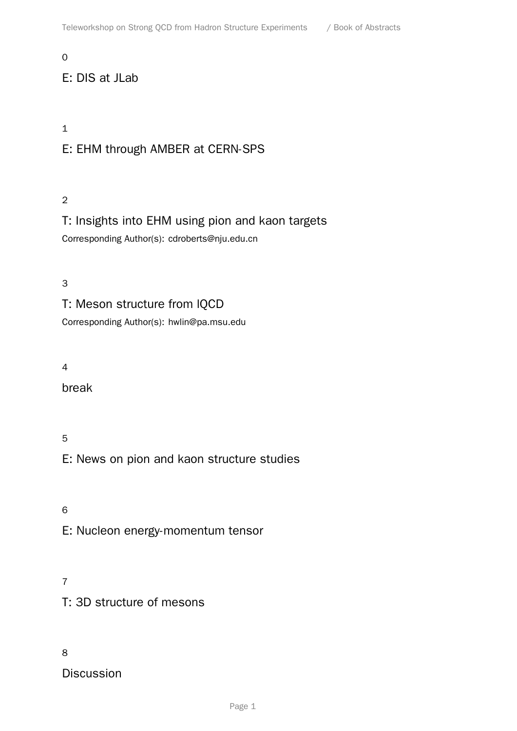0

## E: DIS at JLab

1

## E: EHM through AMBER at CERN-SPS

2

## T: Insights into EHM using pion and kaon targets

Corresponding Author(s): cdroberts@nju.edu.cn

3

## T: Meson structure from lQCD

Corresponding Author(s): hwlin@pa.msu.edu

4

## break

5

## E: News on pion and kaon structure studies

6

## E: Nucleon energy-momentum tensor

7

## T: 3D structure of mesons

8

## Discussion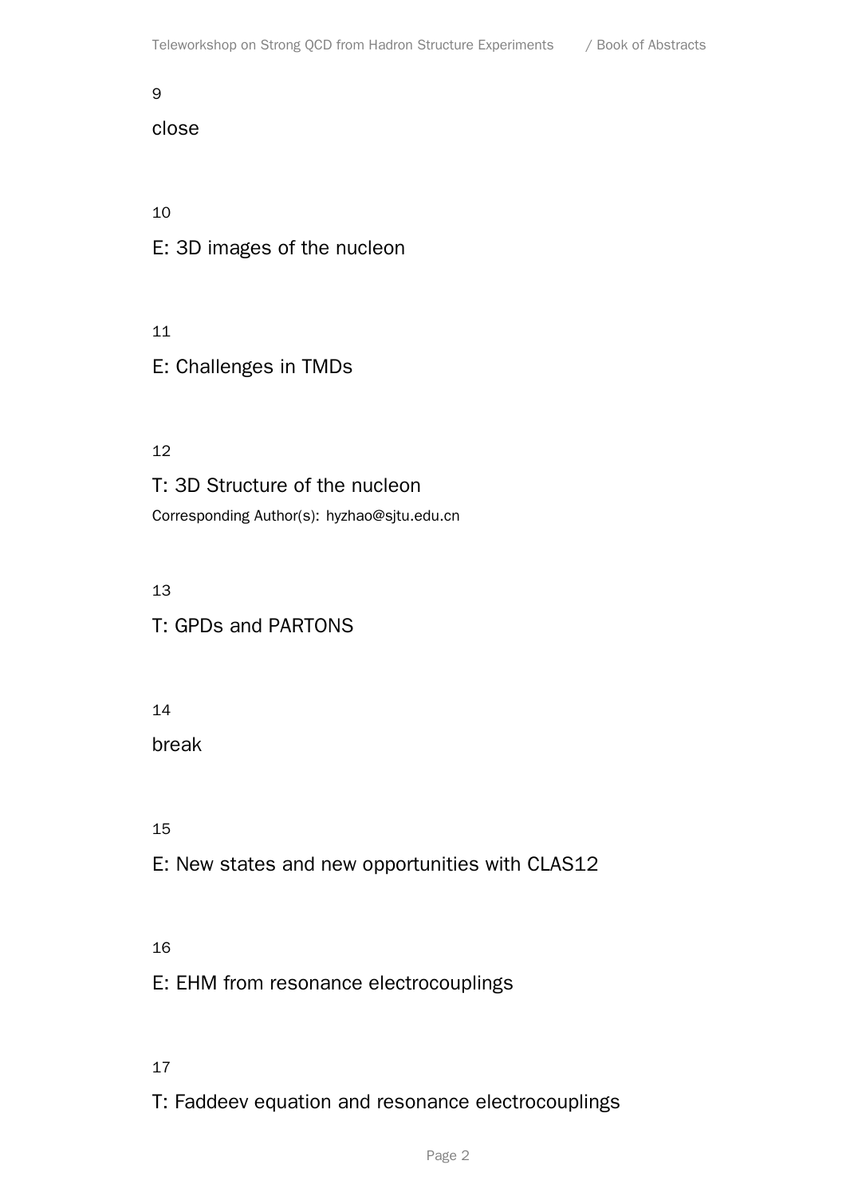9

## close

10

## E: 3D images of the nucleon

11

## E: Challenges in TMDs

12

## T: 3D Structure of the nucleon

Corresponding Author(s): hyzhao@sjtu.edu.cn

13

## T: GPDs and PARTONS

14

## break

15

## E: New states and new opportunities with CLAS12

16

## E: EHM from resonance electrocouplings

17

## T: Faddeev equation and resonance electrocouplings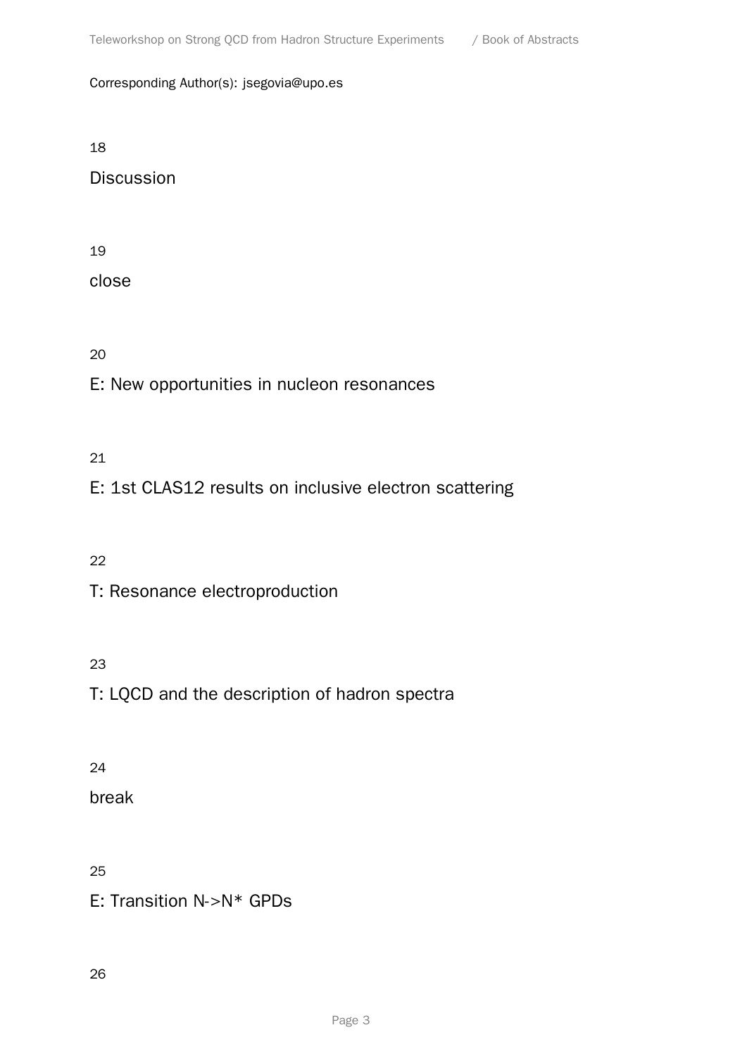Corresponding Author(s): jsegovia@upo.es

18

## Discussion

19

## close

20

## E: New opportunities in nucleon resonances

21

## E: 1st CLAS12 results on inclusive electron scattering

22

## T: Resonance electroproduction

23

## T: LQCD and the description of hadron spectra

24

## break

25

## E: Transition N->N* GPDs

26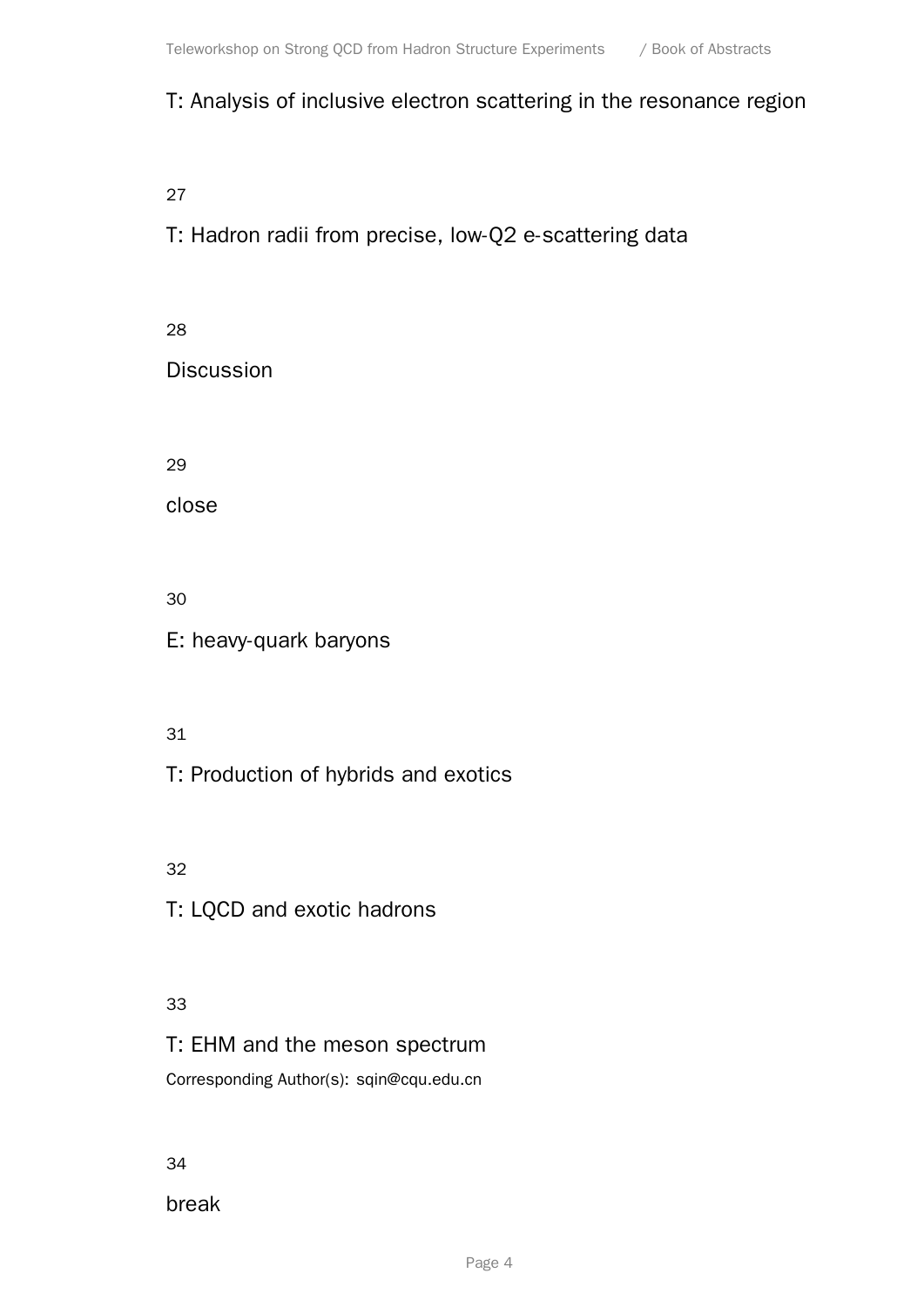## T: Analysis of inclusive electron scattering in the resonance region

27

## T: Hadron radii from precise, low-Q2 e-scattering data

28

## Discussion

29

## close

30

## E: heavy-quark baryons

31

## T: Production of hybrids and exotics

32

## T: LQCD and exotic hadrons

33

## T: EHM and the meson spectrum

Corresponding Author(s): sqin@cqu.edu.cn

34

## break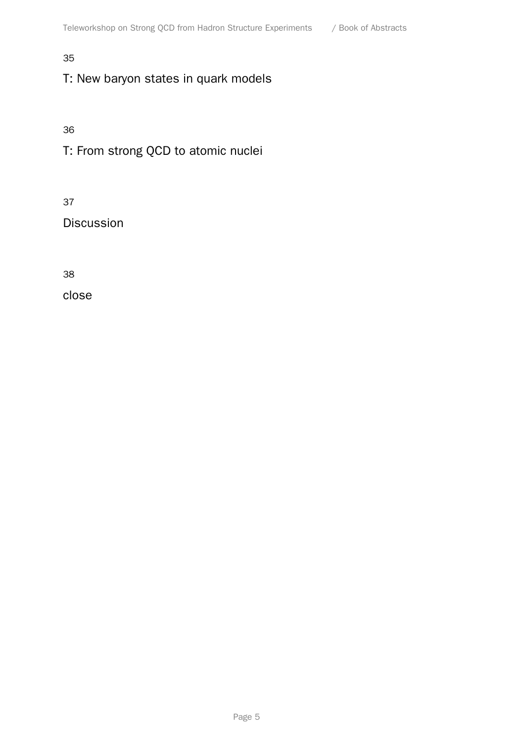35

## T: New baryon states in quark models

36

## T: From strong QCD to atomic nuclei

37

## Discussion

38

## close